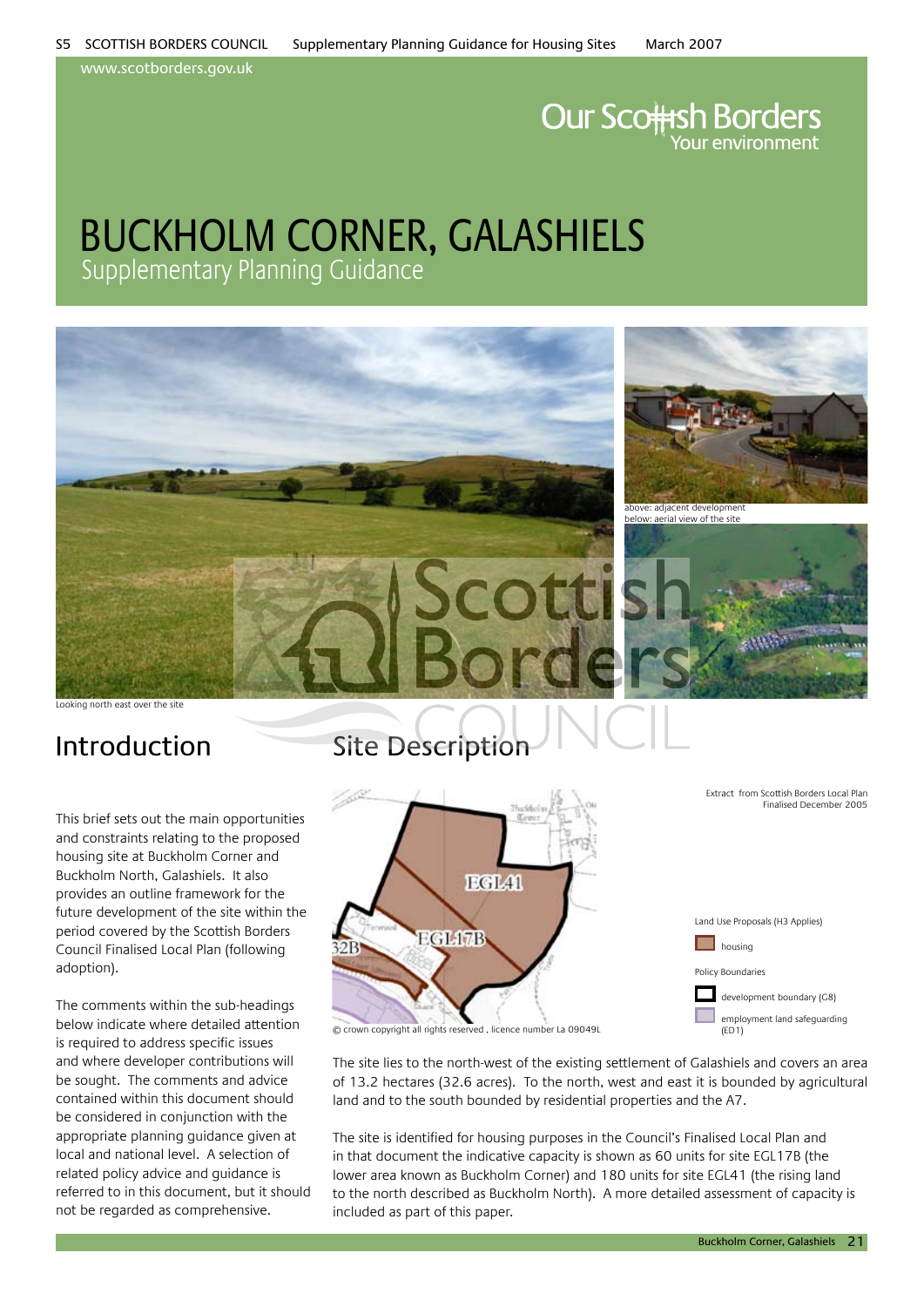# BUCKHOLM CORNER, GALASHIELS

## Supplementary Planning Guidance

above: adjacent development
below: aerial view of the site

Looking north east over the site

## Introduction

This brief sets out the main opportunities and constraints relating to the proposed housing site at Buckholm Corner and Buckholm North, Galashiels. It also provides an outline framework for the future development of the site within the period covered by the Scottish Borders Council Finalised Local Plan (following adoption).

The comments within the sub-headings below indicate where detailed attention is required to address specific issues and where developer contributions will be sought. The comments and advice contained within this document should be considered in conjunction with the appropriate planning guidance given at local and national level. A selection of related policy advice and guidance is referred to in this document, but it should not be regarded as comprehensive.

## Site Description

Extract from Scottish Borders Local Plan Finalised December 2005

Land Use Proposals (H3 Applies)
- housing

Policy Boundaries
- development boundary (G8)
- employment land safeguarding (ED1)

© crown copyright all rights reserved , licence number La 09049L

The site lies to the north-west of the existing settlement of Galashiels and covers an area of 13.2 hectares (32.6 acres). To the north, west and east it is bounded by agricultural land and to the south bounded by residential properties and the A7.

The site is identified for housing purposes in the Council's Finalised Local Plan and in that document the indicative capacity is shown as 60 units for site EGL17B (the lower area known as Buckholm Corner) and 180 units for site EGL41 (the rising land to the north described as Buckholm North). A more detailed assessment of capacity is included as part of this paper.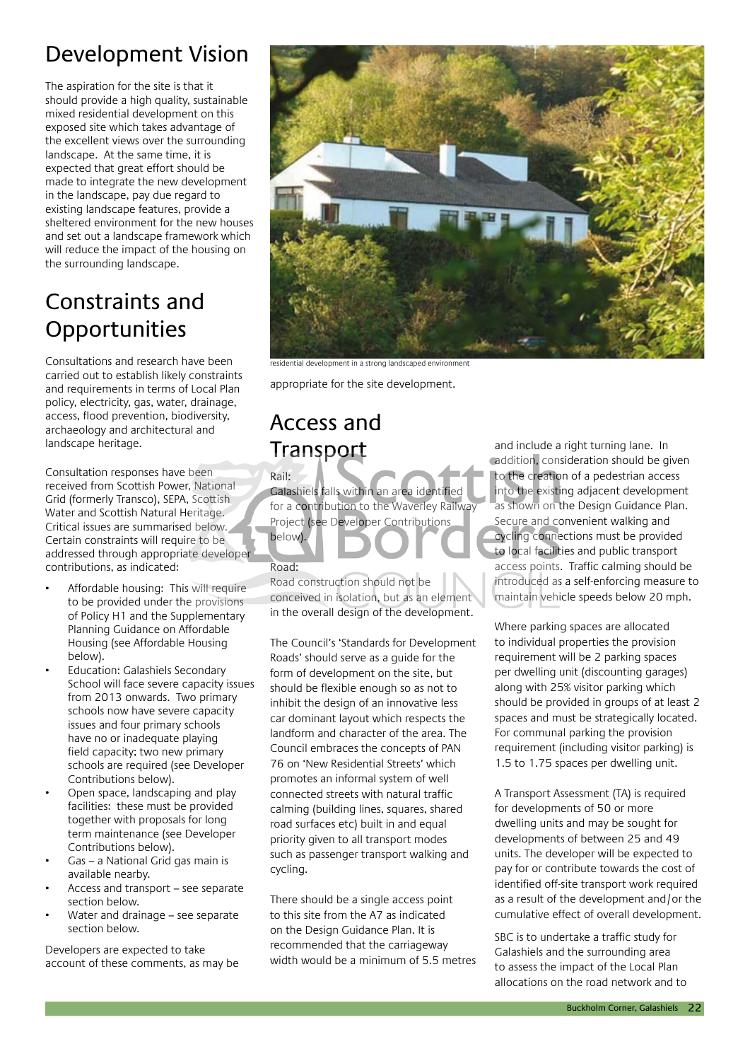## Development Vision

The aspiration for the site is that it should provide a high quality, sustainable mixed residential development on this exposed site which takes advantage of the excellent views over the surrounding landscape. At the same time, it is expected that great effort should be made to integrate the new development in the landscape, pay due regard to existing landscape features, provide a sheltered environment for the new houses and set out a landscape framework which will reduce the impact of the housing on the surrounding landscape.

## Constraints and Opportunities

Consultations and research have been carried out to establish likely constraints and requirements in terms of Local Plan policy, electricity, gas, water, drainage, access, flood prevention, biodiversity, archaeology and architectural and landscape heritage.

Consultation responses have been received from Scottish Power, National Grid (formerly Transco), SEPA, Scottish Water and Scottish Natural Heritage. Critical issues are summarised below. Certain constraints will require to be addressed through appropriate developer contributions, as indicated:

- Affordable housing: This will require to be provided under the provisions of Policy H1 and the Supplementary Planning Guidance on Affordable Housing (see Affordable Housing below).
- Education: Galashiels Secondary School will face severe capacity issues from 2013 onwards. Two primary schools now have severe capacity issues and four primary schools have no or inadequate playing field capacity; two new primary schools are required (see Developer Contributions below).
- Open space, landscaping and play facilities: these must be provided together with proposals for long term maintenance (see Developer Contributions below).
- Gas – a National Grid gas main is available nearby.
- Access and transport – see separate section below.
- Water and drainage – see separate section below.

Developers are expected to take account of these comments, as may be appropriate for the site development.

residential development in a strong landscaped environment

## Access and Transport

Rail:
Galashiels falls within an area identified for a contribution to the Waverley Railway Project (see Developer Contributions below).

Road:
Road construction should not be conceived in isolation, but as an element in the overall design of the development.

The Council's 'Standards for Development Roads' should serve as a guide for the form of development on the site, but should be flexible enough so as not to inhibit the design of an innovative less car dominant layout which respects the landform and character of the area. The Council embraces the concepts of PAN 76 on 'New Residential Streets' which promotes an informal system of well connected streets with natural traffic calming (building lines, squares, shared road surfaces etc) built in and equal priority given to all transport modes such as passenger transport walking and cycling.

There should be a single access point to this site from the A7 as indicated on the Design Guidance Plan. It is recommended that the carriageway width would be a minimum of 5.5 metres and include a right turning lane. In addition, consideration should be given to the creation of a pedestrian access into the existing adjacent development as shown on the Design Guidance Plan. Secure and convenient walking and cycling connections must be provided to local facilities and public transport access points. Traffic calming should be introduced as a self-enforcing measure to maintain vehicle speeds below 20 mph.

Where parking spaces are allocated to individual properties the provision requirement will be 2 parking spaces per dwelling unit (discounting garages) along with 25% visitor parking which should be provided in groups of at least 2 spaces and must be strategically located. For communal parking the provision requirement (including visitor parking) is 1.5 to 1.75 spaces per dwelling unit.

A Transport Assessment (TA) is required for developments of 50 or more dwelling units and may be sought for developments of between 25 and 49 units. The developer will be expected to pay for or contribute towards the cost of identified off-site transport work required as a result of the development and/or the cumulative effect of overall development.

SBC is to undertake a traffic study for Galashiels and the surrounding area to assess the impact of the Local Plan allocations on the road network and to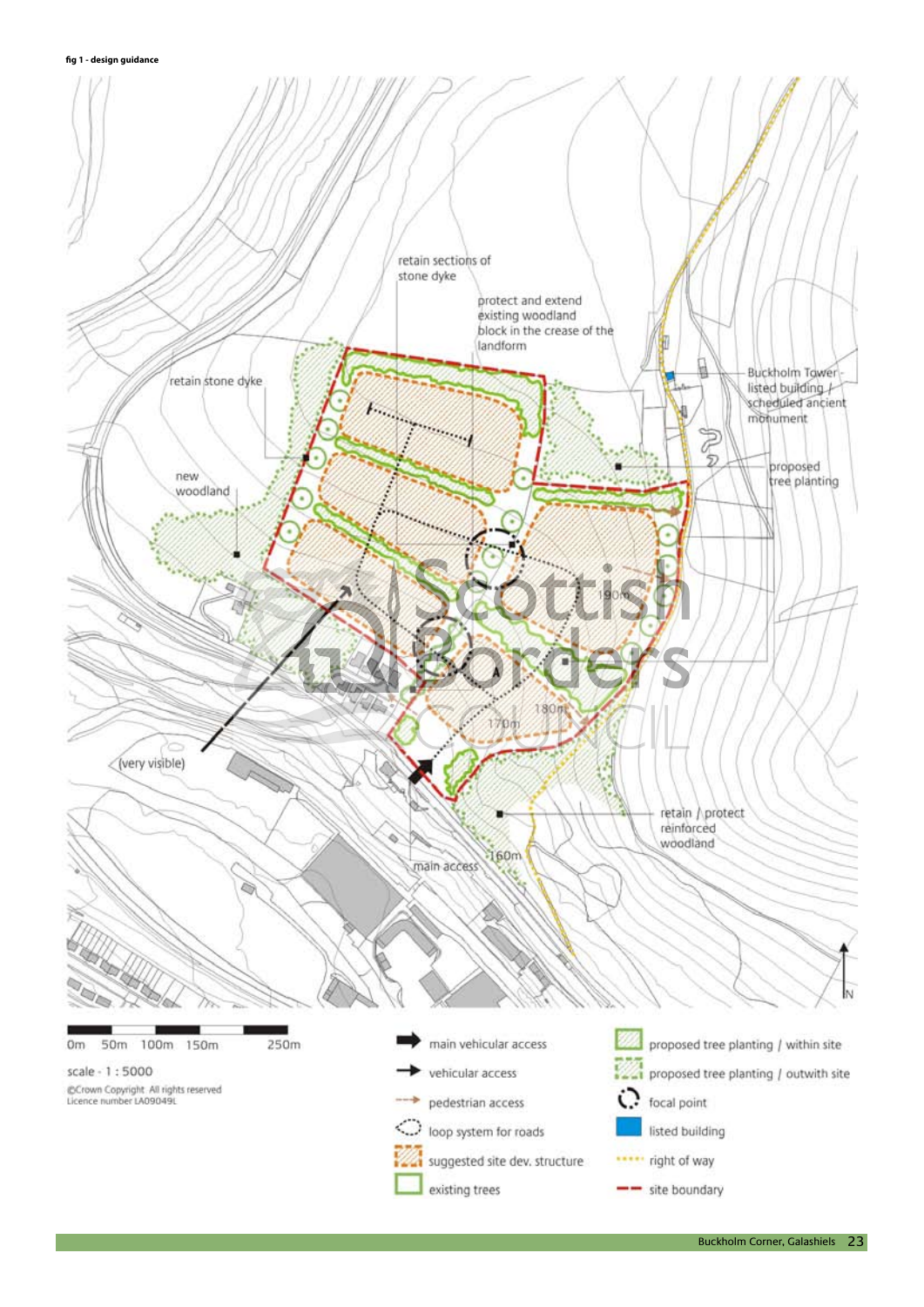**fig 1 - design guidance**

retain sections of stone dyke

protect and extend existing woodland block in the crease of the landform

retain stone dyke

Buckholm Tower - listed building / scheduled ancient monument

new woodland

proposed tree planting

190m

180m

170m

(very visible)

retain / protect reinforced woodland

main access

160m

N

0m 50m 100m 150m 250m

scale - 1 : 5000

©Crown Copyright All rights reserved
Licence number LA09049L

- main vehicular access
- vehicular access
- pedestrian access
- loop system for roads
- suggested site dev. structure
- existing trees
- proposed tree planting / within site
- proposed tree planting / outwith site
- focal point
- listed building
- right of way
- site boundary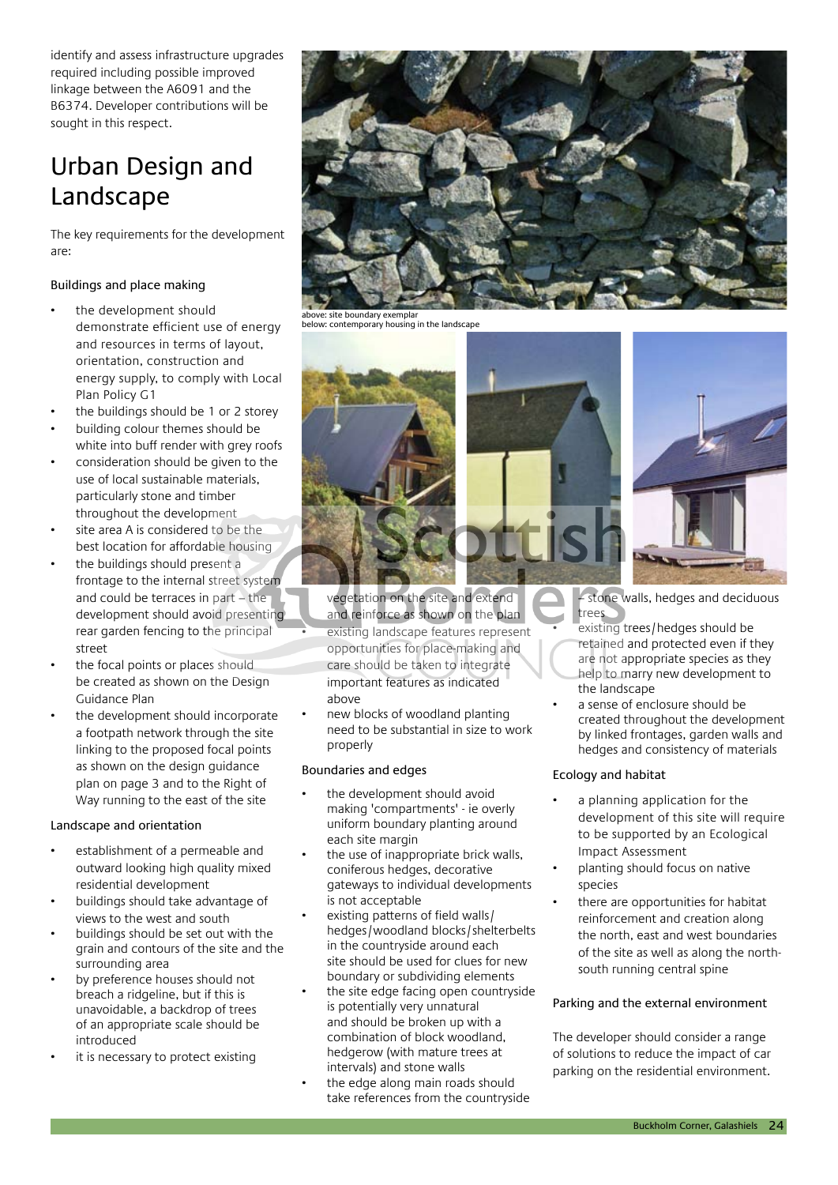identify and assess infrastructure upgrades required including possible improved linkage between the A6091 and the B6374. Developer contributions will be sought in this respect.

# Urban Design and Landscape

The key requirements for the development are:

### Buildings and place making

- the development should demonstrate efficient use of energy and resources in terms of layout, orientation, construction and energy supply, to comply with Local Plan Policy G1
- the buildings should be 1 or 2 storey
- building colour themes should be white into buff render with grey roofs
- consideration should be given to the use of local sustainable materials, particularly stone and timber throughout the development
- site area A is considered to be the best location for affordable housing
- the buildings should present a frontage to the internal street system and could be terraces in part – the development should avoid presenting rear garden fencing to the principal street
- the focal points or places should be created as shown on the Design Guidance Plan
- the development should incorporate a footpath network through the site linking to the proposed focal points as shown on the design guidance plan on page 3 and to the Right of Way running to the east of the site

### Landscape and orientation

- establishment of a permeable and outward looking high quality mixed residential development
- buildings should take advantage of views to the west and south
- buildings should be set out with the grain and contours of the site and the surrounding area
- by preference houses should not breach a ridgeline, but if this is unavoidable, a backdrop of trees of an appropriate scale should be introduced
- it is necessary to protect existing vegetation on the site and extend and reinforce as shown on the plan
- existing landscape features represent opportunities for place-making and care should be taken to integrate important features as indicated above
- new blocks of woodland planting need to be substantial in size to work properly

above: site boundary exemplar
below: contemporary housing in the landscape

### Boundaries and edges

- the development should avoid making 'compartments' - ie overly uniform boundary planting around each site margin
- the use of inappropriate brick walls, coniferous hedges, decorative gateways to individual developments is not acceptable
- existing patterns of field walls/hedges/woodland blocks/shelterbelts in the countryside around each site should be used for clues for new boundary or subdividing elements
- the site edge facing open countryside is potentially very unnatural and should be broken up with a combination of block woodland, hedgerow (with mature trees at intervals) and stone walls
- the edge along main roads should take references from the countryside – stone walls, hedges and deciduous trees
- existing trees/hedges should be retained and protected even if they are not appropriate species as they help to marry new development to the landscape
- a sense of enclosure should be created throughout the development by linked frontages, garden walls and hedges and consistency of materials

### Ecology and habitat

- a planning application for the development of this site will require to be supported by an Ecological Impact Assessment
- planting should focus on native species
- there are opportunities for habitat reinforcement and creation along the north, east and west boundaries of the site as well as along the north-south running central spine

### Parking and the external environment

The developer should consider a range of solutions to reduce the impact of car parking on the residential environment.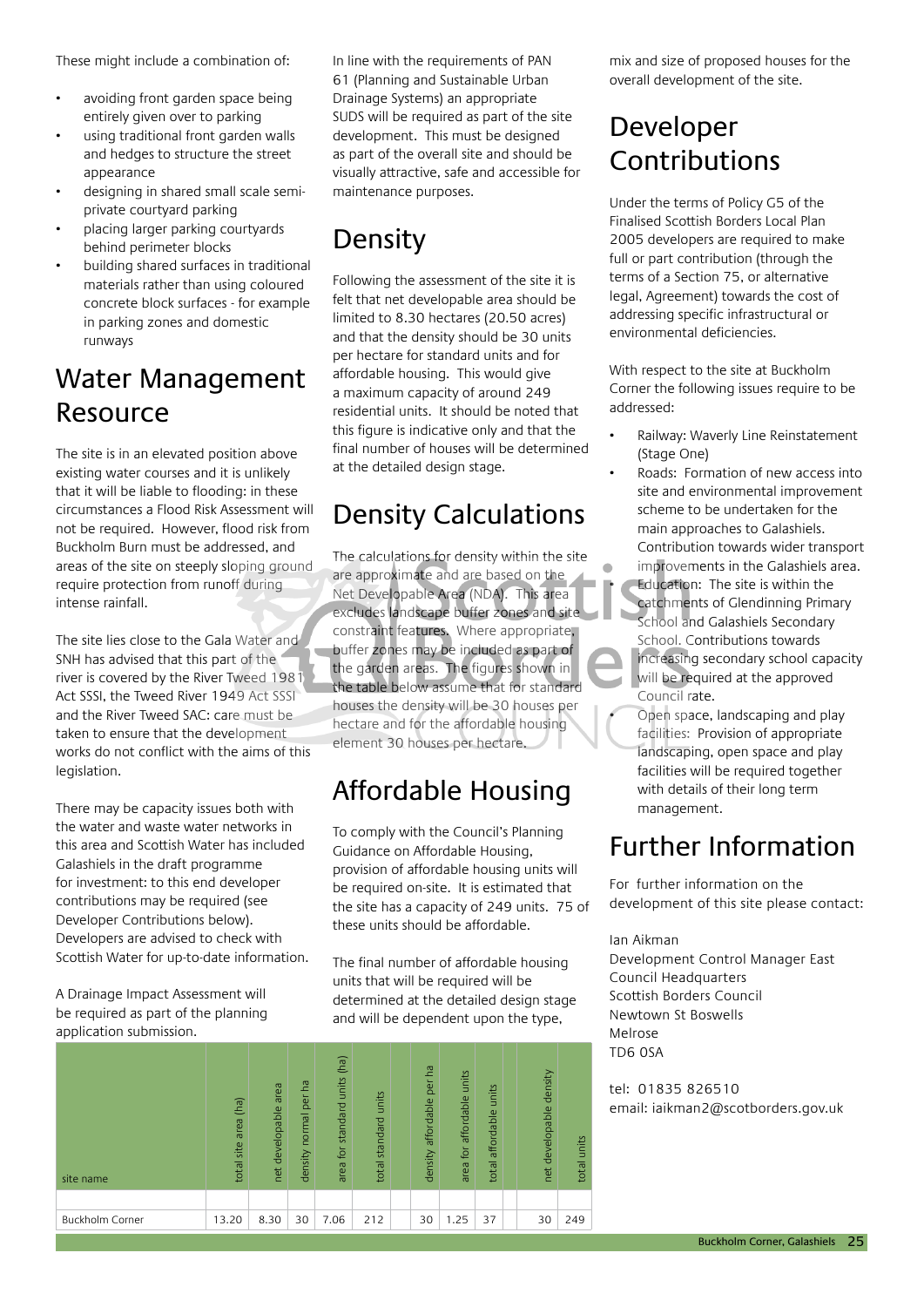These might include a combination of:

- avoiding front garden space being entirely given over to parking
- using traditional front garden walls and hedges to structure the street appearance
- designing in shared small scale semi-private courtyard parking
- placing larger parking courtyards behind perimeter blocks
- building shared surfaces in traditional materials rather than using coloured concrete block surfaces - for example in parking zones and domestic runways

## Water Management Resource

The site is in an elevated position above existing water courses and it is unlikely that it will be liable to flooding: in these circumstances a Flood Risk Assessment will not be required. However, flood risk from Buckholm Burn must be addressed, and areas of the site on steeply sloping ground require protection from runoff during intense rainfall.

The site lies close to the Gala Water and SNH has advised that this part of the river is covered by the River Tweed 1981 Act SSSI, the Tweed River 1949 Act SSSI and the River Tweed SAC: care must be taken to ensure that the development works do not conflict with the aims of this legislation.

There may be capacity issues both with the water and waste water networks in this area and Scottish Water has included Galashiels in the draft programme for investment: to this end developer contributions may be required (see Developer Contributions below). Developers are advised to check with Scottish Water for up-to-date information.

A Drainage Impact Assessment will be required as part of the planning application submission.

In line with the requirements of PAN 61 (Planning and Sustainable Urban Drainage Systems) an appropriate SUDS will be required as part of the site development. This must be designed as part of the overall site and should be visually attractive, safe and accessible for maintenance purposes.

## Density

Following the assessment of the site it is felt that net developable area should be limited to 8.30 hectares (20.50 acres) and that the density should be 30 units per hectare for standard units and for affordable housing. This would give a maximum capacity of around 249 residential units. It should be noted that this figure is indicative only and that the final number of houses will be determined at the detailed design stage.

## Density Calculations

The calculations for density within the site are approximate and are based on the Net Developable Area (NDA). This area excludes landscape buffer zones and site constraint features. Where appropriate, buffer zones may be included as part of the garden areas. The figures shown in the table below assume that for standard houses the density will be 30 houses per hectare and for the affordable housing element 30 houses per hectare.

## Affordable Housing

To comply with the Council's Planning Guidance on Affordable Housing, provision of affordable housing units will be required on-site. It is estimated that the site has a capacity of 249 units. 75 of these units should be affordable.

The final number of affordable housing units that will be required will be determined at the detailed design stage and will be dependent upon the type, mix and size of proposed houses for the overall development of the site.

## Developer Contributions

Under the terms of Policy G5 of the Finalised Scottish Borders Local Plan 2005 developers are required to make full or part contribution (through the terms of a Section 75, or alternative legal, Agreement) towards the cost of addressing specific infrastructural or environmental deficiencies.

With respect to the site at Buckholm Corner the following issues require to be addressed:

- Railway: Waverly Line Reinstatement (Stage One)
- Roads: Formation of new access into site and environmental improvement scheme to be undertaken for the main approaches to Galashiels. Contribution towards wider transport improvements in the Galashiels area.
- Education: The site is within the catchments of Glendinning Primary School and Galashiels Secondary School. Contributions towards increasing secondary school capacity will be required at the approved Council rate.
- Open space, landscaping and play facilities: Provision of appropriate landscaping, open space and play facilities will be required together with details of their long term management.

## Further Information

For further information on the development of this site please contact:

Ian Aikman
Development Control Manager East
Council Headquarters
Scottish Borders Council
Newtown St Boswells
Melrose
TD6 0SA

tel: 01835 826510
email: iaikman2@scotborders.gov.uk

| site name | total site area (ha) | net developable area | density normal per ha | area for standard units (ha) | total standard units | | density affordable per ha | area for affordable units | total affordable units | | net developable density | total units |
|---|---|---|---|---|---|---|---|---|---|---|---|---|
| Buckholm Corner | 13.20 | 8.30 | 30 | 7.06 | 212 | | 30 | 1.25 | 37 | | 30 | 249 |